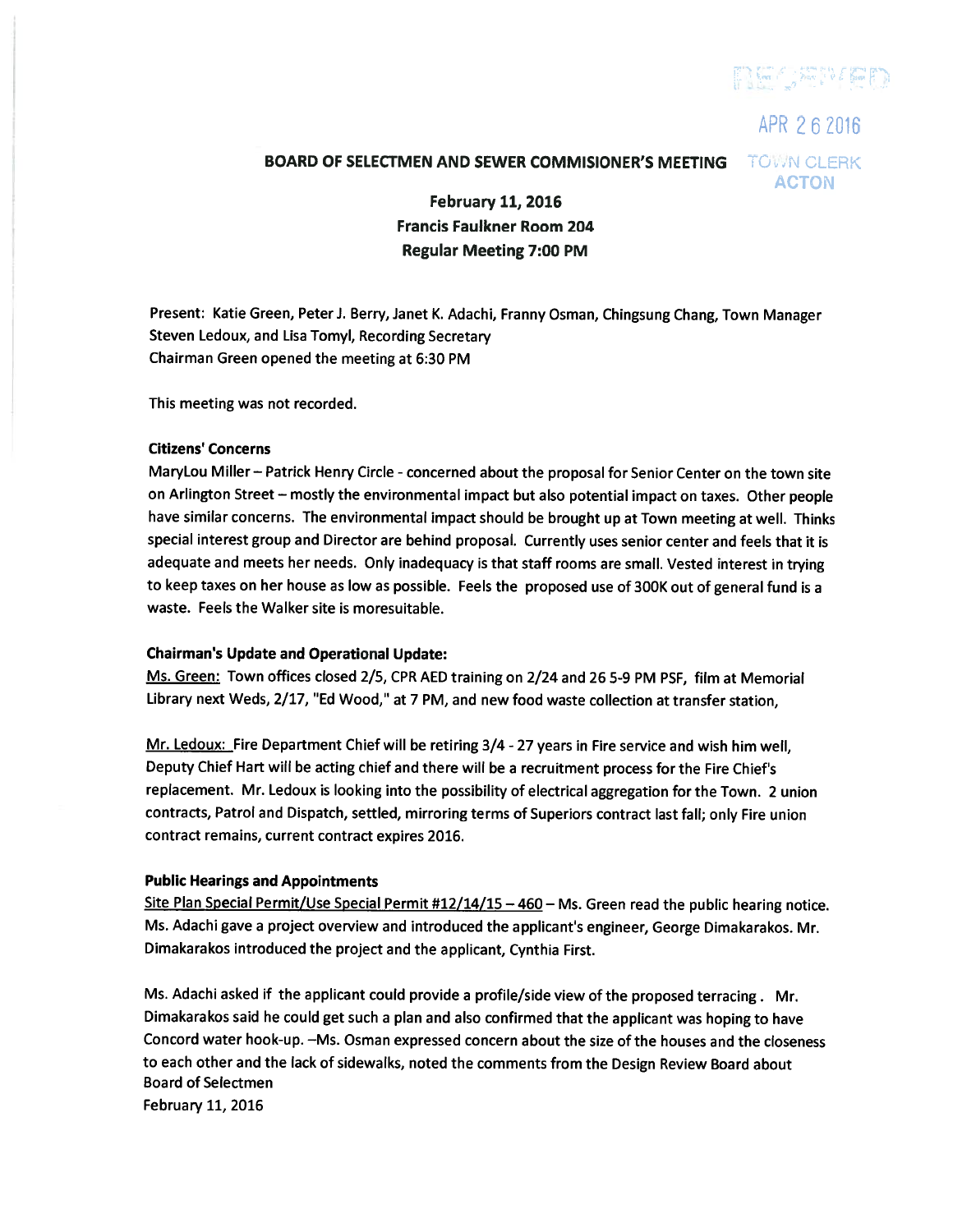RECEIVED

APR 26 2016

TOWN CLERK
ACTON

**BOARD OF SELECTMEN AND SEWER COMMISIONER'S MEETING**

**February 11, 2016**
**Francis Faulkner Room 204**
**Regular Meeting 7:00 PM**

Present: Katie Green, Peter J. Berry, Janet K. Adachi, Franny Osman, Chingsung Chang, Town Manager Steven Ledoux, and Lisa Tomyl, Recording Secretary
Chairman Green opened the meeting at 6:30 PM

This meeting was not recorded.

**Citizens' Concerns**

MaryLou Miller – Patrick Henry Circle - concerned about the proposal for Senior Center on the town site on Arlington Street – mostly the environmental impact but also potential impact on taxes. Other people have similar concerns. The environmental impact should be brought up at Town meeting at well. Thinks special interest group and Director are behind proposal. Currently uses senior center and feels that it is adequate and meets her needs. Only inadequacy is that staff rooms are small. Vested interest in trying to keep taxes on her house as low as possible. Feels the proposed use of 300K out of general fund is a waste. Feels the Walker site is moresuitable.

**Chairman's Update and Operational Update:**

Ms. Green: Town offices closed 2/5, CPR AED training on 2/24 and 26 5-9 PM PSF, film at Memorial Library next Weds, 2/17, "Ed Wood," at 7 PM, and new food waste collection at transfer station,

Mr. Ledoux: Fire Department Chief will be retiring 3/4 - 27 years in Fire service and wish him well, Deputy Chief Hart will be acting chief and there will be a recruitment process for the Fire Chief's replacement. Mr. Ledoux is looking into the possibility of electrical aggregation for the Town. 2 union contracts, Patrol and Dispatch, settled, mirroring terms of Superiors contract last fall; only Fire union contract remains, current contract expires 2016.

**Public Hearings and Appointments**

Site Plan Special Permit/Use Special Permit #12/14/15 – 460 – Ms. Green read the public hearing notice. Ms. Adachi gave a project overview and introduced the applicant's engineer, George Dimakarakos. Mr. Dimakarakos introduced the project and the applicant, Cynthia First.

Ms. Adachi asked if the applicant could provide a profile/side view of the proposed terracing. Mr. Dimakarakos said he could get such a plan and also confirmed that the applicant was hoping to have Concord water hook-up. –Ms. Osman expressed concern about the size of the houses and the closeness to each other and the lack of sidewalks, noted the comments from the Design Review Board about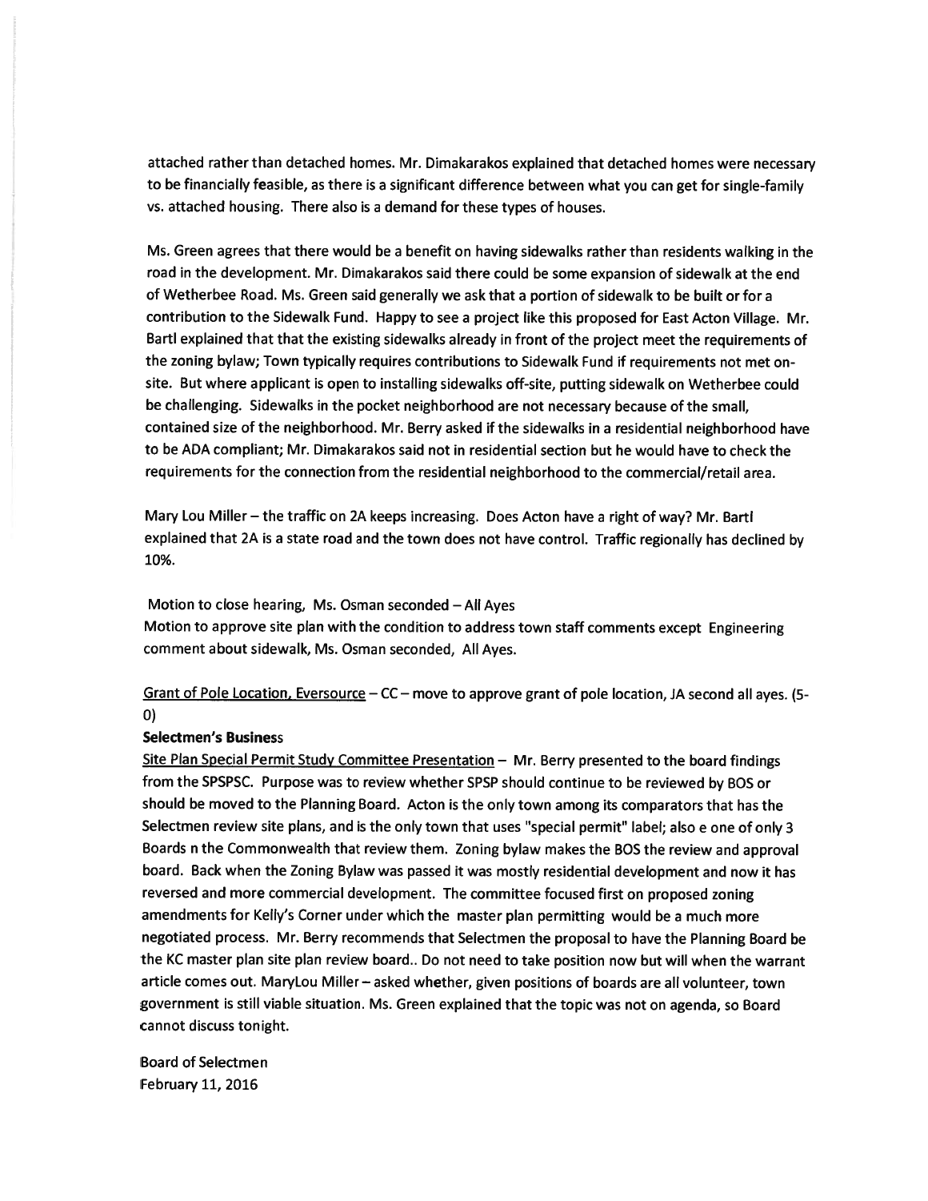attached rather than detached homes. Mr. Dimakarakos explained that detached homes were necessary to be financially feasible, as there is a significant difference between what you can get for single-family vs. attached housing. There also is a demand for these types of houses.

Ms. Green agrees that there would be a benefit on having sidewalks rather than residents walking in the road in the development. Mr. Dimakarakos said there could be some expansion of sidewalk at the end of Wetherbee Road. Ms. Green said generally we ask that a portion of sidewalk to be built or for a contribution to the Sidewalk Fund. Happy to see a project like this proposed for East Acton Village. Mr. Bartl explained that that the existing sidewalks already in front of the project meet the requirements of the zoning bylaw; Town typically requires contributions to Sidewalk Fund if requirements not met on-site. But where applicant is open to installing sidewalks off-site, putting sidewalk on Wetherbee could be challenging. Sidewalks in the pocket neighborhood are not necessary because of the small, contained size of the neighborhood. Mr. Berry asked if the sidewalks in a residential neighborhood have to be ADA compliant; Mr. Dimakarakos said not in residential section but he would have to check the requirements for the connection from the residential neighborhood to the commercial/retail area.

Mary Lou Miller – the traffic on 2A keeps increasing. Does Acton have a right of way? Mr. Bartl explained that 2A is a state road and the town does not have control. Traffic regionally has declined by 10%.

Motion to close hearing, Ms. Osman seconded – All Ayes
Motion to approve site plan with the condition to address town staff comments except Engineering comment about sidewalk, Ms. Osman seconded, All Ayes.

Grant of Pole Location, Eversource – CC – move to approve grant of pole location, JA second all ayes. (5-0)

**Selectmen's Business**

Site Plan Special Permit Study Committee Presentation – Mr. Berry presented to the board findings from the SPSPSC. Purpose was to review whether SPSP should continue to be reviewed by BOS or should be moved to the Planning Board. Acton is the only town among its comparators that has the Selectmen review site plans, and is the only town that uses "special permit" label; also e one of only 3 Boards n the Commonwealth that review them. Zoning bylaw makes the BOS the review and approval board. Back when the Zoning Bylaw was passed it was mostly residential development and now it has reversed and more commercial development. The committee focused first on proposed zoning amendments for Kelly's Corner under which the master plan permitting would be a much more negotiated process. Mr. Berry recommends that Selectmen the proposal to have the Planning Board be the KC master plan site plan review board.. Do not need to take position now but will when the warrant article comes out. MaryLou Miller – asked whether, given positions of boards are all volunteer, town government is still viable situation. Ms. Green explained that the topic was not on agenda, so Board cannot discuss tonight.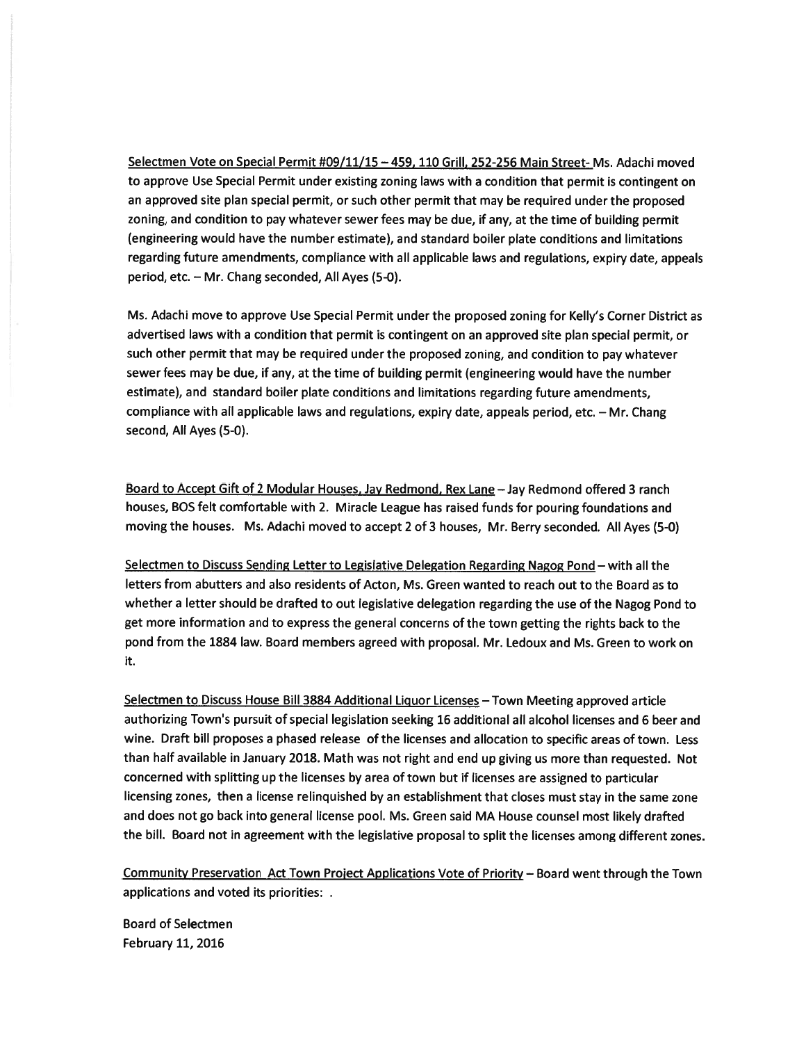Selectmen Vote on Special Permit #09/11/15 – 459, 110 Grill, 252-256 Main Street- Ms. Adachi moved to approve Use Special Permit under existing zoning laws with a condition that permit is contingent on an approved site plan special permit, or such other permit that may be required under the proposed zoning, and condition to pay whatever sewer fees may be due, if any, at the time of building permit (engineering would have the number estimate), and standard boiler plate conditions and limitations regarding future amendments, compliance with all applicable laws and regulations, expiry date, appeals period, etc. – Mr. Chang seconded, All Ayes (5-0).

Ms. Adachi move to approve Use Special Permit under the proposed zoning for Kelly's Corner District as advertised laws with a condition that permit is contingent on an approved site plan special permit, or such other permit that may be required under the proposed zoning, and condition to pay whatever sewer fees may be due, if any, at the time of building permit (engineering would have the number estimate), and standard boiler plate conditions and limitations regarding future amendments, compliance with all applicable laws and regulations, expiry date, appeals period, etc. – Mr. Chang second, All Ayes (5-0).

Board to Accept Gift of 2 Modular Houses, Jay Redmond, Rex Lane – Jay Redmond offered 3 ranch houses, BOS felt comfortable with 2. Miracle League has raised funds for pouring foundations and moving the houses. Ms. Adachi moved to accept 2 of 3 houses, Mr. Berry seconded. All Ayes (5-0)

Selectmen to Discuss Sending Letter to Legislative Delegation Regarding Nagog Pond – with all the letters from abutters and also residents of Acton, Ms. Green wanted to reach out to the Board as to whether a letter should be drafted to out legislative delegation regarding the use of the Nagog Pond to get more information and to express the general concerns of the town getting the rights back to the pond from the 1884 law. Board members agreed with proposal. Mr. Ledoux and Ms. Green to work on it.

Selectmen to Discuss House Bill 3884 Additional Liquor Licenses – Town Meeting approved article authorizing Town's pursuit of special legislation seeking 16 additional all alcohol licenses and 6 beer and wine. Draft bill proposes a phased release of the licenses and allocation to specific areas of town. Less than half available in January 2018. Math was not right and end up giving us more than requested. Not concerned with splitting up the licenses by area of town but if licenses are assigned to particular licensing zones, then a license relinquished by an establishment that closes must stay in the same zone and does not go back into general license pool. Ms. Green said MA House counsel most likely drafted the bill. Board not in agreement with the legislative proposal to split the licenses among different zones.

Community Preservation Act Town Project Applications Vote of Priority – Board went through the Town applications and voted its priorities: .

Board of Selectmen
February 11, 2016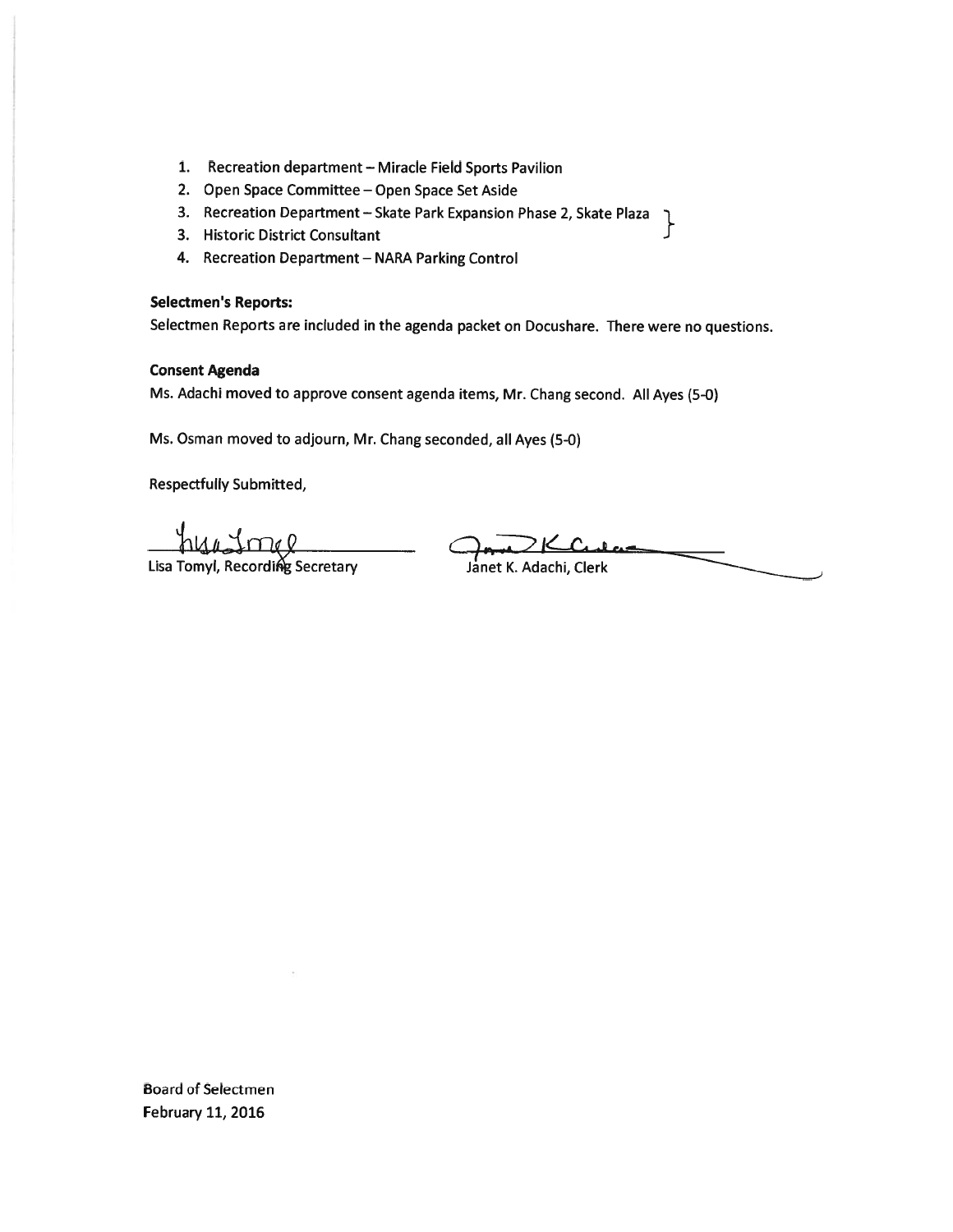1. Recreation department – Miracle Field Sports Pavilion
2. Open Space Committee – Open Space Set Aside
3. Recreation Department – Skate Park Expansion Phase 2, Skate Plaza }
3. Historic District Consultant
4. Recreation Department – NARA Parking Control

**Selectmen's Reports:**

Selectmen Reports are included in the agenda packet on Docushare. There were no questions.

**Consent Agenda**

Ms. Adachi moved to approve consent agenda items, Mr. Chang second. All Ayes (5-0)

Ms. Osman moved to adjourn, Mr. Chang seconded, all Ayes (5-0)

Respectfully Submitted,

Lisa Tomyl, Recording Secretary

Janet K. Adachi, Clerk

Board of Selectmen
February 11, 2016